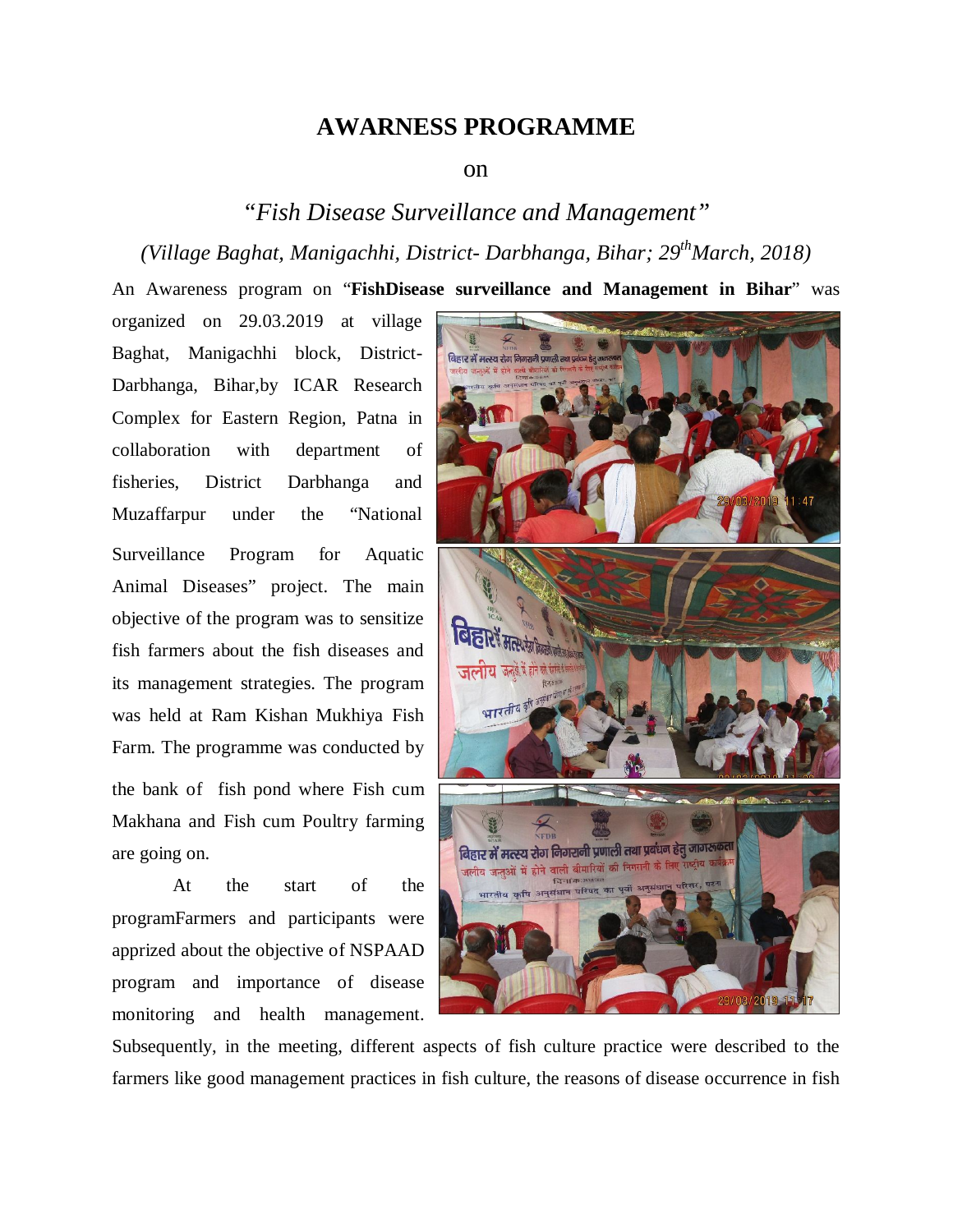# AWARNESS PROGRAMME

on

*“Fish Disease Surveillance and Management”*

*(Village Baghat, Manigachhi, District- Darbhanga, Bihar; 29th March, 2018)*

An Awareness program on “**FishDisease surveillance and Management in Bihar**” was organized on 29.03.2019 at village Baghat, Manigachhi block, District-Darbhanga, Bihar,by ICAR Research Complex for Eastern Region, Patna in collaboration with department of fisheries, District Darbhanga and Muzaffarpur under the “National Surveillance Program for Aquatic Animal Diseases” project. The main objective of the program was to sensitize fish farmers about the fish diseases and its management strategies. The program was held at Ram Kishan Mukhiya Fish Farm. The programme was conducted by the bank of fish pond where Fish cum Makhana and Fish cum Poultry farming are going on.

At the start of the programFarmers and participants were apprized about the objective of NSPAAD program and importance of disease monitoring and health management. Subsequently, in the meeting, different aspects of fish culture practice were described to the farmers like good management practices in fish culture, the reasons of disease occurrence in fish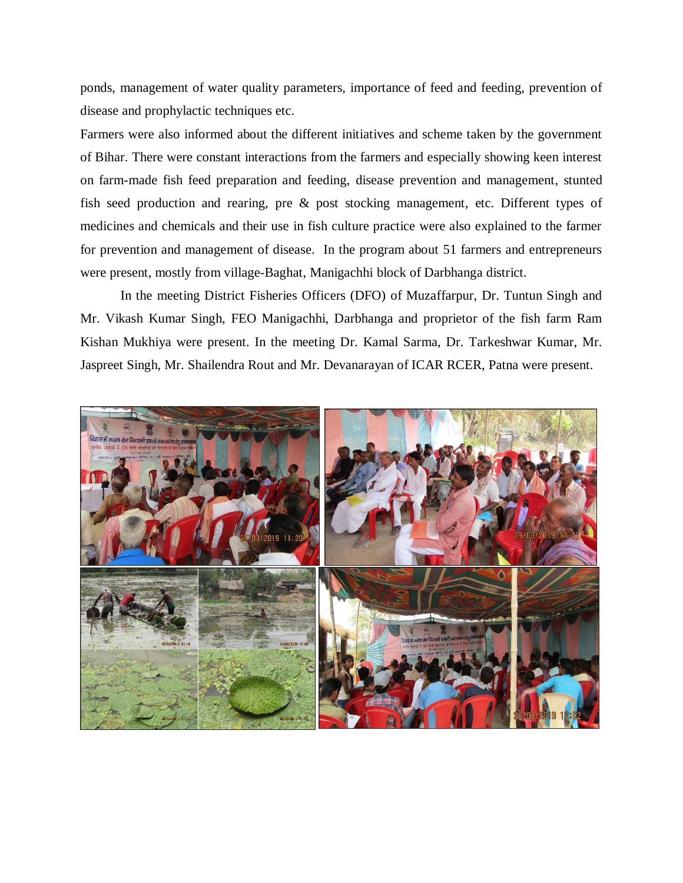ponds, management of water quality parameters, importance of feed and feeding, prevention of disease and prophylactic techniques etc.

Farmers were also informed about the different initiatives and scheme taken by the government of Bihar. There were constant interactions from the farmers and especially showing keen interest on farm-made fish feed preparation and feeding, disease prevention and management, stunted fish seed production and rearing, pre & post stocking management, etc. Different types of medicines and chemicals and their use in fish culture practice were also explained to the farmer for prevention and management of disease. In the program about 51 farmers and entrepreneurs were present, mostly from village-Baghat, Manigachhi block of Darbhanga district.

In the meeting District Fisheries Officers (DFO) of Muzaffarpur, Dr. Tuntun Singh and Mr. Vikash Kumar Singh, FEO Manigachhi, Darbhanga and proprietor of the fish farm Ram Kishan Mukhiya were present. In the meeting Dr. Kamal Sarma, Dr. Tarkeshwar Kumar, Mr. Jaspreet Singh, Mr. Shailendra Rout and Mr. Devanarayan of ICAR RCER, Patna were present.